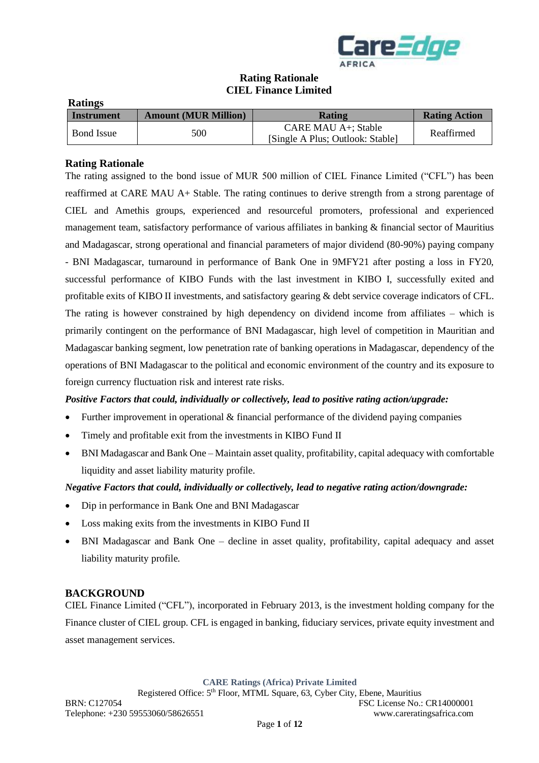# Rating Rationale
# CIEL Finance Limited

## Ratings

| Instrument | Amount (MUR Million) | Rating | Rating Action |
|---|---|---|---|
| Bond Issue | 500 | CARE MAU A+; Stable [Single A Plus; Outlook: Stable] | Reaffirmed |

## Rating Rationale

The rating assigned to the bond issue of MUR 500 million of CIEL Finance Limited ("CFL") has been reaffirmed at CARE MAU A+ Stable. The rating continues to derive strength from a strong parentage of CIEL and Amethis groups, experienced and resourceful promoters, professional and experienced management team, satisfactory performance of various affiliates in banking & financial sector of Mauritius and Madagascar, strong operational and financial parameters of major dividend (80-90%) paying company - BNI Madagascar, turnaround in performance of Bank One in 9MFY21 after posting a loss in FY20, successful performance of KIBO Funds with the last investment in KIBO I, successfully exited and profitable exits of KIBO II investments, and satisfactory gearing & debt service coverage indicators of CFL. The rating is however constrained by high dependency on dividend income from affiliates – which is primarily contingent on the performance of BNI Madagascar, high level of competition in Mauritian and Madagascar banking segment, low penetration rate of banking operations in Madagascar, dependency of the operations of BNI Madagascar to the political and economic environment of the country and its exposure to foreign currency fluctuation risk and interest rate risks.

***Positive Factors that could, individually or collectively, lead to positive rating action/upgrade:***

- Further improvement in operational & financial performance of the dividend paying companies
- Timely and profitable exit from the investments in KIBO Fund II
- BNI Madagascar and Bank One – Maintain asset quality, profitability, capital adequacy with comfortable liquidity and asset liability maturity profile.

***Negative Factors that could, individually or collectively, lead to negative rating action/downgrade:***

- Dip in performance in Bank One and BNI Madagascar
- Loss making exits from the investments in KIBO Fund II
- BNI Madagascar and Bank One – decline in asset quality, profitability, capital adequacy and asset liability maturity profile.

## BACKGROUND

CIEL Finance Limited ("CFL"), incorporated in February 2013, is the investment holding company for the Finance cluster of CIEL group. CFL is engaged in banking, fiduciary services, private equity investment and asset management services.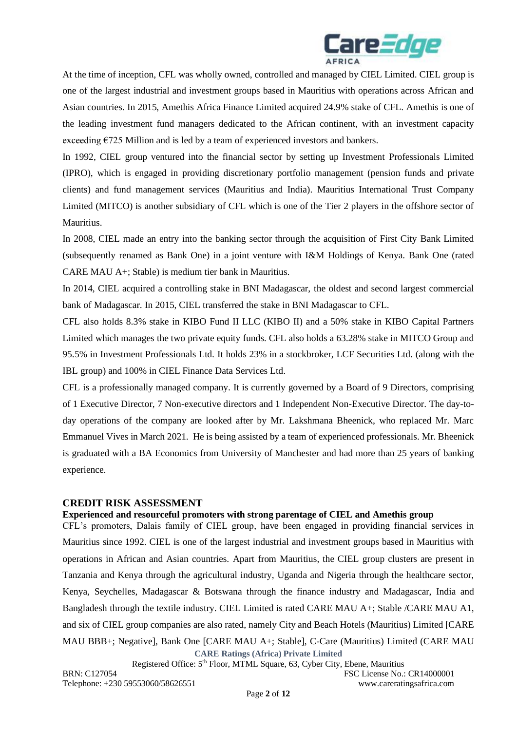At the time of inception, CFL was wholly owned, controlled and managed by CIEL Limited. CIEL group is one of the largest industrial and investment groups based in Mauritius with operations across African and Asian countries. In 2015, Amethis Africa Finance Limited acquired 24.9% stake of CFL. Amethis is one of the leading investment fund managers dedicated to the African continent, with an investment capacity exceeding €725 Million and is led by a team of experienced investors and bankers.

In 1992, CIEL group ventured into the financial sector by setting up Investment Professionals Limited (IPRO), which is engaged in providing discretionary portfolio management (pension funds and private clients) and fund management services (Mauritius and India). Mauritius International Trust Company Limited (MITCO) is another subsidiary of CFL which is one of the Tier 2 players in the offshore sector of Mauritius.

In 2008, CIEL made an entry into the banking sector through the acquisition of First City Bank Limited (subsequently renamed as Bank One) in a joint venture with I&M Holdings of Kenya. Bank One (rated CARE MAU A+; Stable) is medium tier bank in Mauritius.

In 2014, CIEL acquired a controlling stake in BNI Madagascar, the oldest and second largest commercial bank of Madagascar. In 2015, CIEL transferred the stake in BNI Madagascar to CFL.

CFL also holds 8.3% stake in KIBO Fund II LLC (KIBO II) and a 50% stake in KIBO Capital Partners Limited which manages the two private equity funds. CFL also holds a 63.28% stake in MITCO Group and 95.5% in Investment Professionals Ltd. It holds 23% in a stockbroker, LCF Securities Ltd. (along with the IBL group) and 100% in CIEL Finance Data Services Ltd.

CFL is a professionally managed company. It is currently governed by a Board of 9 Directors, comprising of 1 Executive Director, 7 Non-executive directors and 1 Independent Non-Executive Director. The day-to-day operations of the company are looked after by Mr. Lakshmana Bheenick, who replaced Mr. Marc Emmanuel Vives in March 2021. He is being assisted by a team of experienced professionals. Mr. Bheenick is graduated with a BA Economics from University of Manchester and had more than 25 years of banking experience.

## CREDIT RISK ASSESSMENT

**Experienced and resourceful promoters with strong parentage of CIEL and Amethis group**

CFL's promoters, Dalais family of CIEL group, have been engaged in providing financial services in Mauritius since 1992. CIEL is one of the largest industrial and investment groups based in Mauritius with operations in African and Asian countries. Apart from Mauritius, the CIEL group clusters are present in Tanzania and Kenya through the agricultural industry, Uganda and Nigeria through the healthcare sector, Kenya, Seychelles, Madagascar & Botswana through the finance industry and Madagascar, India and Bangladesh through the textile industry. CIEL Limited is rated CARE MAU A+; Stable /CARE MAU A1, and six of CIEL group companies are also rated, namely City and Beach Hotels (Mauritius) Limited [CARE MAU BBB+; Negative], Bank One [CARE MAU A+; Stable], C-Care (Mauritius) Limited (CARE MAU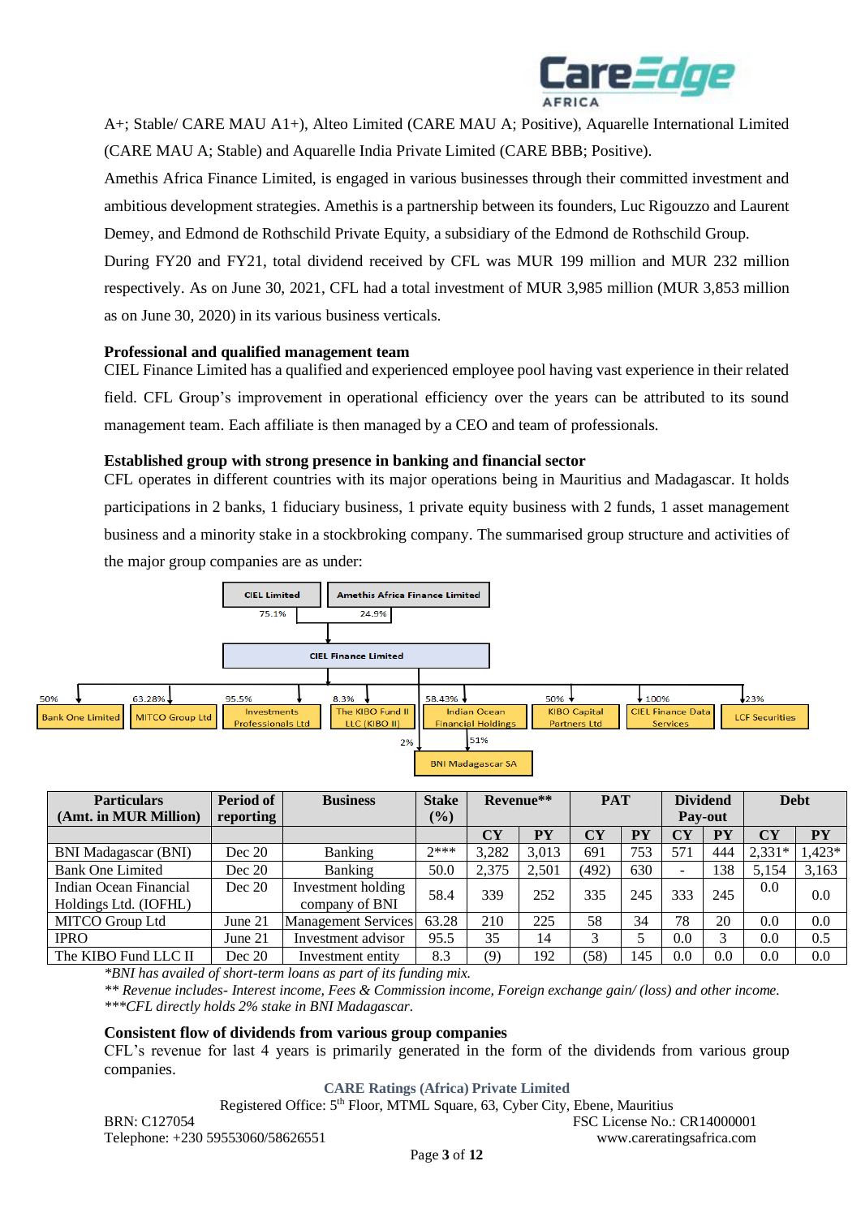A+; Stable/ CARE MAU A1+), Alteo Limited (CARE MAU A; Positive), Aquarelle International Limited (CARE MAU A; Stable) and Aquarelle India Private Limited (CARE BBB; Positive).

Amethis Africa Finance Limited, is engaged in various businesses through their committed investment and ambitious development strategies. Amethis is a partnership between its founders, Luc Rigouzzo and Laurent Demey, and Edmond de Rothschild Private Equity, a subsidiary of the Edmond de Rothschild Group.

During FY20 and FY21, total dividend received by CFL was MUR 199 million and MUR 232 million respectively. As on June 30, 2021, CFL had a total investment of MUR 3,985 million (MUR 3,853 million as on June 30, 2020) in its various business verticals.

**Professional and qualified management team**

CIEL Finance Limited has a qualified and experienced employee pool having vast experience in their related field. CFL Group's improvement in operational efficiency over the years can be attributed to its sound management team. Each affiliate is then managed by a CEO and team of professionals.

**Established group with strong presence in banking and financial sector**

CFL operates in different countries with its major operations being in Mauritius and Madagascar. It holds participations in 2 banks, 1 fiduciary business, 1 private equity business with 2 funds, 1 asset management business and a minority stake in a stockbroking company. The summarised group structure and activities of the major group companies are as under:

CIEL Limited (75.1%) | Amethis Africa Finance Limited (24.9%)

CIEL Finance Limited

- 50% Bank One Limited
- 63.28% MITCO Group Ltd
- 95.5% Investments Professionals Ltd
- 8.3% The KIBO Fund II LLC (KIBO II)
- 58.43% Indian Ocean Financial Holdings
  - 51% BNI Madagascar SA
- 2% BNI Madagascar SA
- 50% KIBO Capital Partners Ltd
- 100% CIEL Finance Data Services
- 23% LCF Securities

| Particulars (Amt. in MUR Million) | Period of reporting | Business | Stake (%) | Revenue** | | PAT | | Dividend Pay-out | | Debt | |
|---|---|---|---|---|---|---|---|---|---|---|---|
| | | | | CY | PY | CY | PY | CY | PY | CY | PY |
| BNI Madagascar (BNI) | Dec 20 | Banking | 2*** | 3,282 | 3,013 | 691 | 753 | 571 | 444 | 2,331* | 1,423* |
| Bank One Limited | Dec 20 | Banking | 50.0 | 2,375 | 2,501 | (492) | 630 | - | 138 | 5,154 | 3,163 |
| Indian Ocean Financial Holdings Ltd. (IOFHL) | Dec 20 | Investment holding company of BNI | 58.4 | 339 | 252 | 335 | 245 | 333 | 245 | 0.0 | 0.0 |
| MITCO Group Ltd | June 21 | Management Services | 63.28 | 210 | 225 | 58 | 34 | 78 | 20 | 0.0 | 0.0 |
| IPRO | June 21 | Investment advisor | 95.5 | 35 | 14 | 3 | 5 | 0.0 | 3 | 0.0 | 0.5 |
| The KIBO Fund LLC II | Dec 20 | Investment entity | 8.3 | (9) | 192 | (58) | 145 | 0.0 | 0.0 | 0.0 | 0.0 |

*BNI has availed of short-term loans as part of its funding mix.*
*** Revenue includes- Interest income, Fees & Commission income, Foreign exchange gain/ (loss) and other income.*
****CFL directly holds 2% stake in BNI Madagascar.*

**Consistent flow of dividends from various group companies**

CFL's revenue for last 4 years is primarily generated in the form of the dividends from various group companies.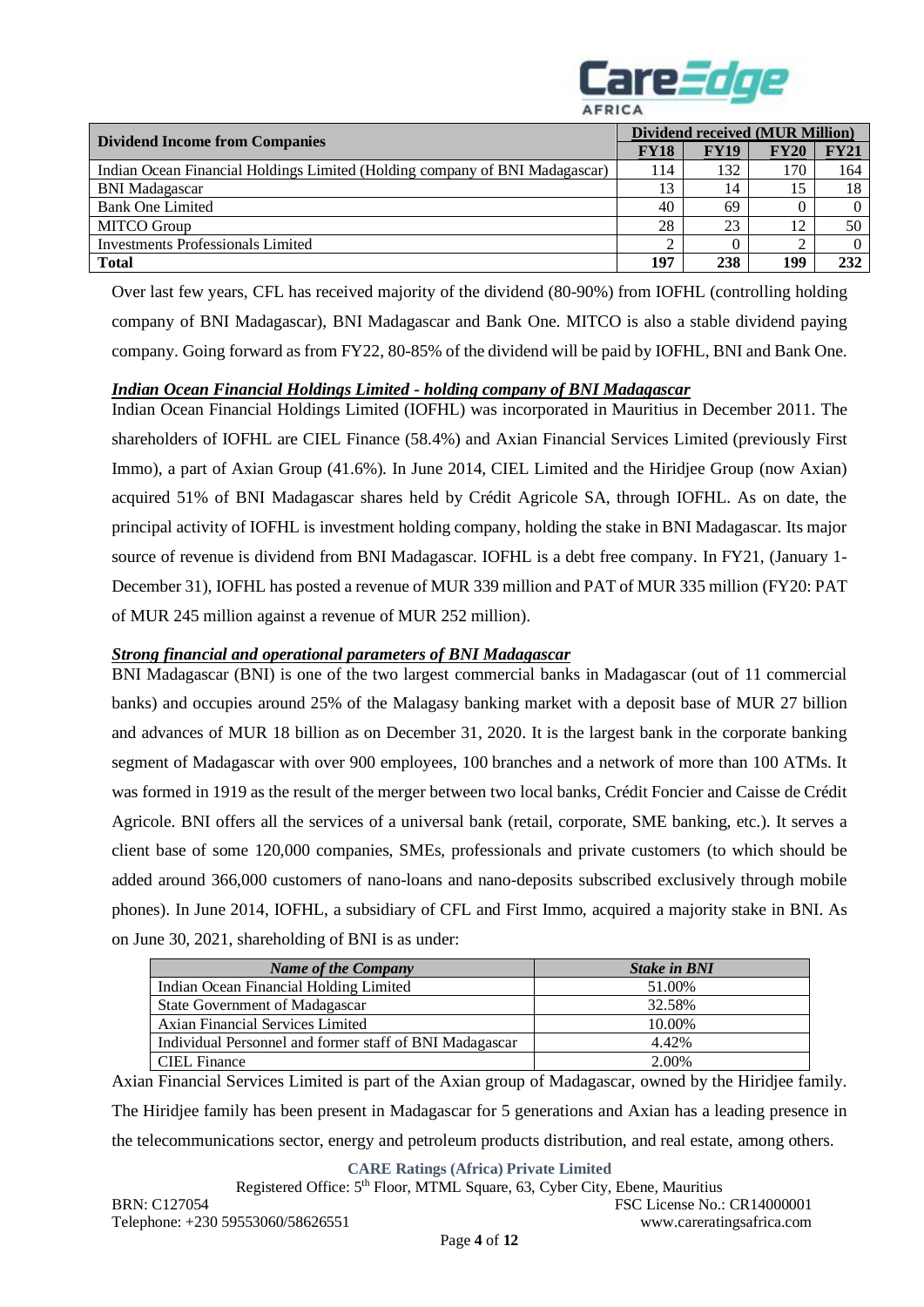| Dividend Income from Companies | Dividend received (MUR Million) | | | |
|---|---|---|---|---|
| | **FY18** | **FY19** | **FY20** | **FY21** |
| Indian Ocean Financial Holdings Limited (Holding company of BNI Madagascar) | 114 | 132 | 170 | 164 |
| BNI Madagascar | 13 | 14 | 15 | 18 |
| Bank One Limited | 40 | 69 | 0 | 0 |
| MITCO Group | 28 | 23 | 12 | 50 |
| Investments Professionals Limited | 2 | 0 | 2 | 0 |
| **Total** | **197** | **238** | **199** | **232** |

Over last few years, CFL has received majority of the dividend (80-90%) from IOFHL (controlling holding company of BNI Madagascar), BNI Madagascar and Bank One. MITCO is also a stable dividend paying company. Going forward as from FY22, 80-85% of the dividend will be paid by IOFHL, BNI and Bank One.

***Indian Ocean Financial Holdings Limited - holding company of BNI Madagascar***

Indian Ocean Financial Holdings Limited (IOFHL) was incorporated in Mauritius in December 2011. The shareholders of IOFHL are CIEL Finance (58.4%) and Axian Financial Services Limited (previously First Immo), a part of Axian Group (41.6%). In June 2014, CIEL Limited and the Hiridjee Group (now Axian) acquired 51% of BNI Madagascar shares held by Crédit Agricole SA, through IOFHL. As on date, the principal activity of IOFHL is investment holding company, holding the stake in BNI Madagascar. Its major source of revenue is dividend from BNI Madagascar. IOFHL is a debt free company. In FY21, (January 1-December 31), IOFHL has posted a revenue of MUR 339 million and PAT of MUR 335 million (FY20: PAT of MUR 245 million against a revenue of MUR 252 million).

***Strong financial and operational parameters of BNI Madagascar***

BNI Madagascar (BNI) is one of the two largest commercial banks in Madagascar (out of 11 commercial banks) and occupies around 25% of the Malagasy banking market with a deposit base of MUR 27 billion and advances of MUR 18 billion as on December 31, 2020. It is the largest bank in the corporate banking segment of Madagascar with over 900 employees, 100 branches and a network of more than 100 ATMs. It was formed in 1919 as the result of the merger between two local banks, Crédit Foncier and Caisse de Crédit Agricole. BNI offers all the services of a universal bank (retail, corporate, SME banking, etc.). It serves a client base of some 120,000 companies, SMEs, professionals and private customers (to which should be added around 366,000 customers of nano-loans and nano-deposits subscribed exclusively through mobile phones). In June 2014, IOFHL, a subsidiary of CFL and First Immo, acquired a majority stake in BNI. As on June 30, 2021, shareholding of BNI is as under:

| *Name of the Company* | *Stake in BNI* |
|---|---|
| Indian Ocean Financial Holding Limited | 51.00% |
| State Government of Madagascar | 32.58% |
| Axian Financial Services Limited | 10.00% |
| Individual Personnel and former staff of BNI Madagascar | 4.42% |
| CIEL Finance | 2.00% |

Axian Financial Services Limited is part of the Axian group of Madagascar, owned by the Hiridjee family. The Hiridjee family has been present in Madagascar for 5 generations and Axian has a leading presence in the telecommunications sector, energy and petroleum products distribution, and real estate, among others.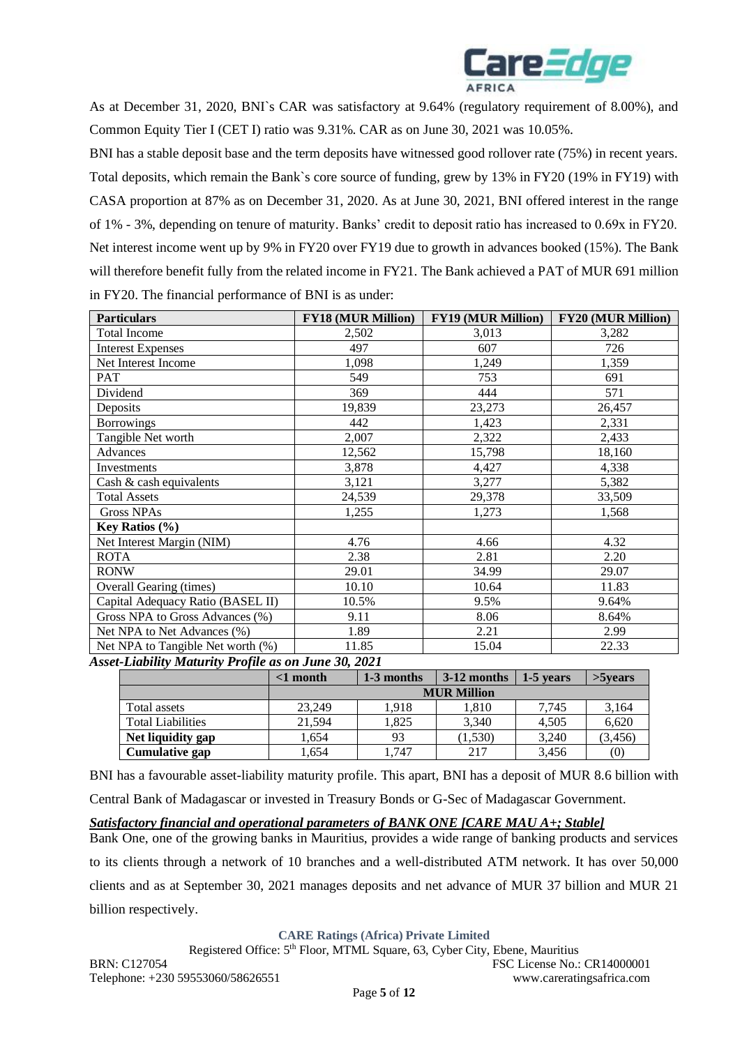As at December 31, 2020, BNI`s CAR was satisfactory at 9.64% (regulatory requirement of 8.00%), and Common Equity Tier I (CET I) ratio was 9.31%. CAR as on June 30, 2021 was 10.05%.

BNI has a stable deposit base and the term deposits have witnessed good rollover rate (75%) in recent years. Total deposits, which remain the Bank`s core source of funding, grew by 13% in FY20 (19% in FY19) with CASA proportion at 87% as on December 31, 2020. As at June 30, 2021, BNI offered interest in the range of 1% - 3%, depending on tenure of maturity. Banks' credit to deposit ratio has increased to 0.69x in FY20. Net interest income went up by 9% in FY20 over FY19 due to growth in advances booked (15%). The Bank will therefore benefit fully from the related income in FY21. The Bank achieved a PAT of MUR 691 million in FY20. The financial performance of BNI is as under:

| Particulars | FY18 (MUR Million) | FY19 (MUR Million) | FY20 (MUR Million) |
|---|---|---|---|
| Total Income | 2,502 | 3,013 | 3,282 |
| Interest Expenses | 497 | 607 | 726 |
| Net Interest Income | 1,098 | 1,249 | 1,359 |
| PAT | 549 | 753 | 691 |
| Dividend | 369 | 444 | 571 |
| Deposits | 19,839 | 23,273 | 26,457 |
| Borrowings | 442 | 1,423 | 2,331 |
| Tangible Net worth | 2,007 | 2,322 | 2,433 |
| Advances | 12,562 | 15,798 | 18,160 |
| Investments | 3,878 | 4,427 | 4,338 |
| Cash & cash equivalents | 3,121 | 3,277 | 5,382 |
| Total Assets | 24,539 | 29,378 | 33,509 |
| Gross NPAs | 1,255 | 1,273 | 1,568 |
| **Key Ratios (%)** | | | |
| Net Interest Margin (NIM) | 4.76 | 4.66 | 4.32 |
| ROTA | 2.38 | 2.81 | 2.20 |
| RONW | 29.01 | 34.99 | 29.07 |
| Overall Gearing (times) | 10.10 | 10.64 | 11.83 |
| Capital Adequacy Ratio (BASEL II) | 10.5% | 9.5% | 9.64% |
| Gross NPA to Gross Advances (%) | 9.11 | 8.06 | 8.64% |
| Net NPA to Net Advances (%) | 1.89 | 2.21 | 2.99 |
| Net NPA to Tangible Net worth (%) | 11.85 | 15.04 | 22.33 |

***Asset-Liability Maturity Profile as on June 30, 2021***

| | <1 month | 1-3 months | 3-12 months | 1-5 years | >5years |
|---|---|---|---|---|---|
| | **MUR Million** | | | | |
| Total assets | 23,249 | 1,918 | 1,810 | 7,745 | 3,164 |
| Total Liabilities | 21,594 | 1,825 | 3,340 | 4,505 | 6,620 |
| **Net liquidity gap** | 1,654 | 93 | (1,530) | 3,240 | (3,456) |
| **Cumulative gap** | 1,654 | 1,747 | 217 | 3,456 | (0) |

BNI has a favourable asset-liability maturity profile. This apart, BNI has a deposit of MUR 8.6 billion with Central Bank of Madagascar or invested in Treasury Bonds or G-Sec of Madagascar Government.

***Satisfactory financial and operational parameters of BANK ONE [CARE MAU A+; Stable]***

Bank One, one of the growing banks in Mauritius, provides a wide range of banking products and services to its clients through a network of 10 branches and a well-distributed ATM network. It has over 50,000 clients and as at September 30, 2021 manages deposits and net advance of MUR 37 billion and MUR 21 billion respectively.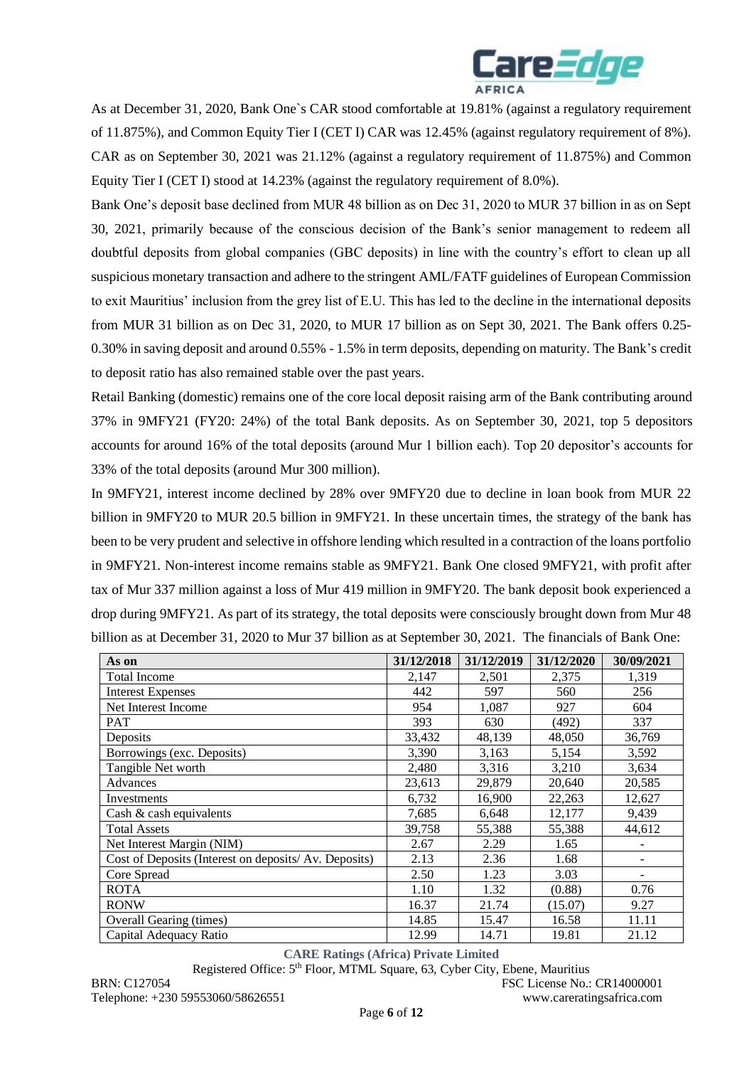As at December 31, 2020, Bank One`s CAR stood comfortable at 19.81% (against a regulatory requirement of 11.875%), and Common Equity Tier I (CET I) CAR was 12.45% (against regulatory requirement of 8%). CAR as on September 30, 2021 was 21.12% (against a regulatory requirement of 11.875%) and Common Equity Tier I (CET I) stood at 14.23% (against the regulatory requirement of 8.0%).

Bank One's deposit base declined from MUR 48 billion as on Dec 31, 2020 to MUR 37 billion in as on Sept 30, 2021, primarily because of the conscious decision of the Bank's senior management to redeem all doubtful deposits from global companies (GBC deposits) in line with the country's effort to clean up all suspicious monetary transaction and adhere to the stringent AML/FATF guidelines of European Commission to exit Mauritius' inclusion from the grey list of E.U. This has led to the decline in the international deposits from MUR 31 billion as on Dec 31, 2020, to MUR 17 billion as on Sept 30, 2021. The Bank offers 0.25-0.30% in saving deposit and around 0.55% - 1.5% in term deposits, depending on maturity. The Bank's credit to deposit ratio has also remained stable over the past years.

Retail Banking (domestic) remains one of the core local deposit raising arm of the Bank contributing around 37% in 9MFY21 (FY20: 24%) of the total Bank deposits. As on September 30, 2021, top 5 depositors accounts for around 16% of the total deposits (around Mur 1 billion each). Top 20 depositor's accounts for 33% of the total deposits (around Mur 300 million).

In 9MFY21, interest income declined by 28% over 9MFY20 due to decline in loan book from MUR 22 billion in 9MFY20 to MUR 20.5 billion in 9MFY21. In these uncertain times, the strategy of the bank has been to be very prudent and selective in offshore lending which resulted in a contraction of the loans portfolio in 9MFY21. Non-interest income remains stable as 9MFY21. Bank One closed 9MFY21, with profit after tax of Mur 337 million against a loss of Mur 419 million in 9MFY20. The bank deposit book experienced a drop during 9MFY21. As part of its strategy, the total deposits were consciously brought down from Mur 48 billion as at December 31, 2020 to Mur 37 billion as at September 30, 2021. The financials of Bank One:

| As on | 31/12/2018 | 31/12/2019 | 31/12/2020 | 30/09/2021 |
|---|---|---|---|---|
| Total Income | 2,147 | 2,501 | 2,375 | 1,319 |
| Interest Expenses | 442 | 597 | 560 | 256 |
| Net Interest Income | 954 | 1,087 | 927 | 604 |
| PAT | 393 | 630 | (492) | 337 |
| Deposits | 33,432 | 48,139 | 48,050 | 36,769 |
| Borrowings (exc. Deposits) | 3,390 | 3,163 | 5,154 | 3,592 |
| Tangible Net worth | 2,480 | 3,316 | 3,210 | 3,634 |
| Advances | 23,613 | 29,879 | 20,640 | 20,585 |
| Investments | 6,732 | 16,900 | 22,263 | 12,627 |
| Cash & cash equivalents | 7,685 | 6,648 | 12,177 | 9,439 |
| Total Assets | 39,758 | 55,388 | 55,388 | 44,612 |
| Net Interest Margin (NIM) | 2.67 | 2.29 | 1.65 | - |
| Cost of Deposits (Interest on deposits/ Av. Deposits) | 2.13 | 2.36 | 1.68 | - |
| Core Spread | 2.50 | 1.23 | 3.03 | - |
| ROTA | 1.10 | 1.32 | (0.88) | 0.76 |
| RONW | 16.37 | 21.74 | (15.07) | 9.27 |
| Overall Gearing (times) | 14.85 | 15.47 | 16.58 | 11.11 |
| Capital Adequacy Ratio | 12.99 | 14.71 | 19.81 | 21.12 |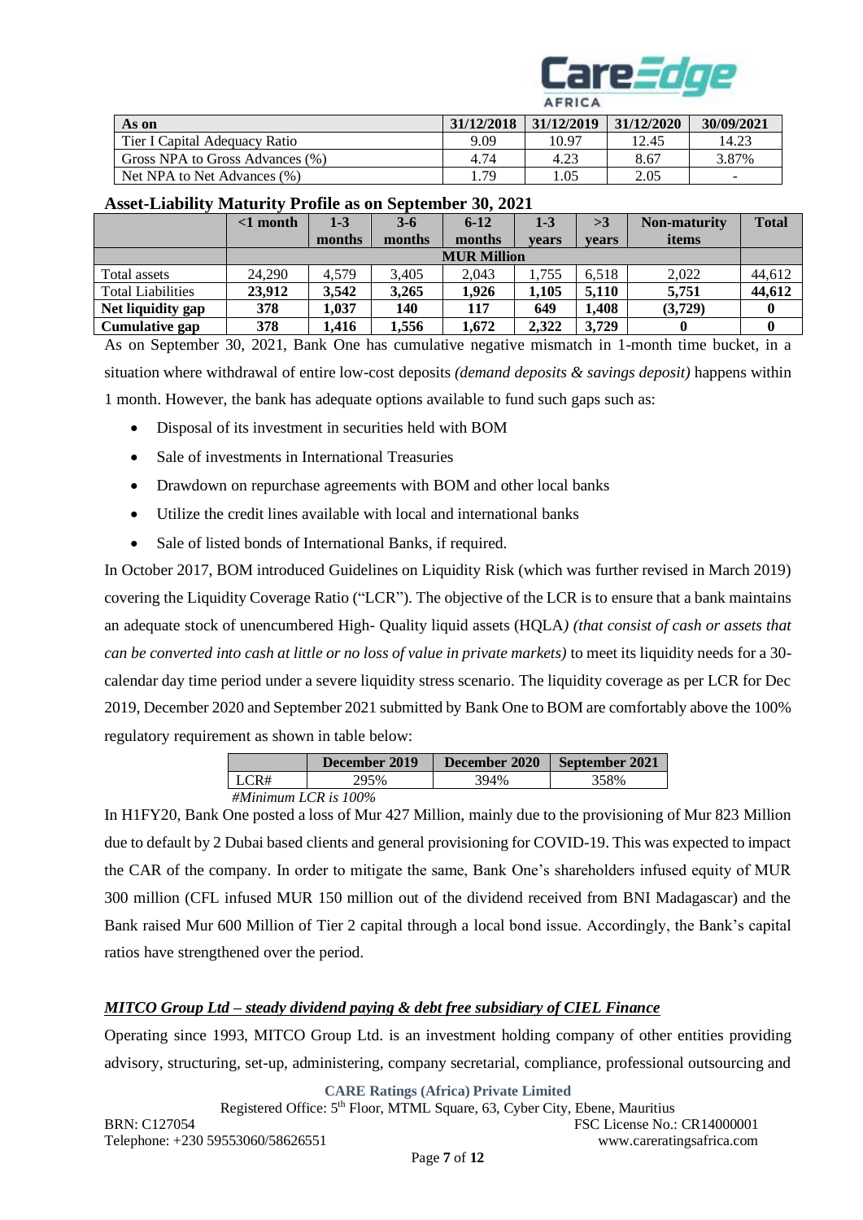| As on | 31/12/2018 | 31/12/2019 | 31/12/2020 | 30/09/2021 |
|---|---|---|---|---|
| Tier I Capital Adequacy Ratio | 9.09 | 10.97 | 12.45 | 14.23 |
| Gross NPA to Gross Advances (%) | 4.74 | 4.23 | 8.67 | 3.87% |
| Net NPA to Net Advances (%) | 1.79 | 1.05 | 2.05 | - |

**Asset-Liability Maturity Profile as on September 30, 2021**

| | <1 month | 1-3 months | 3-6 months | 6-12 months | 1-3 years | >3 years | Non-maturity items | Total |
|---|---|---|---|---|---|---|---|---|
| | MUR Million | | | | | | | |
| Total assets | 24,290 | 4,579 | 3,405 | 2,043 | 1,755 | 6,518 | 2,022 | 44,612 |
| Total Liabilities | **23,912** | **3,542** | **3,265** | **1,926** | **1,105** | **5,110** | **5,751** | **44,612** |
| **Net liquidity gap** | **378** | **1,037** | **140** | **117** | **649** | **1,408** | **(3,729)** | **0** |
| **Cumulative gap** | **378** | **1,416** | **1,556** | **1,672** | **2,322** | **3,729** | **0** | **0** |

As on September 30, 2021, Bank One has cumulative negative mismatch in 1-month time bucket, in a situation where withdrawal of entire low-cost deposits *(demand deposits & savings deposit)* happens within 1 month. However, the bank has adequate options available to fund such gaps such as:

- Disposal of its investment in securities held with BOM
- Sale of investments in International Treasuries
- Drawdown on repurchase agreements with BOM and other local banks
- Utilize the credit lines available with local and international banks
- Sale of listed bonds of International Banks, if required.

In October 2017, BOM introduced Guidelines on Liquidity Risk (which was further revised in March 2019) covering the Liquidity Coverage Ratio ("LCR"). The objective of the LCR is to ensure that a bank maintains an adequate stock of unencumbered High- Quality liquid assets (HQLA*) (that consist of cash or assets that can be converted into cash at little or no loss of value in private markets)* to meet its liquidity needs for a 30-calendar day time period under a severe liquidity stress scenario. The liquidity coverage as per LCR for Dec 2019, December 2020 and September 2021 submitted by Bank One to BOM are comfortably above the 100% regulatory requirement as shown in table below:

| | December 2019 | December 2020 | September 2021 |
|---|---|---|---|
| LCR# | 295% | 394% | 358% |

*#Minimum LCR is 100%*

In H1FY20, Bank One posted a loss of Mur 427 Million, mainly due to the provisioning of Mur 823 Million due to default by 2 Dubai based clients and general provisioning for COVID-19. This was expected to impact the CAR of the company. In order to mitigate the same, Bank One's shareholders infused equity of MUR 300 million (CFL infused MUR 150 million out of the dividend received from BNI Madagascar) and the Bank raised Mur 600 Million of Tier 2 capital through a local bond issue. Accordingly, the Bank's capital ratios have strengthened over the period.

***MITCO Group Ltd – steady dividend paying & debt free subsidiary of CIEL Finance***

Operating since 1993, MITCO Group Ltd. is an investment holding company of other entities providing advisory, structuring, set-up, administering, company secretarial, compliance, professional outsourcing and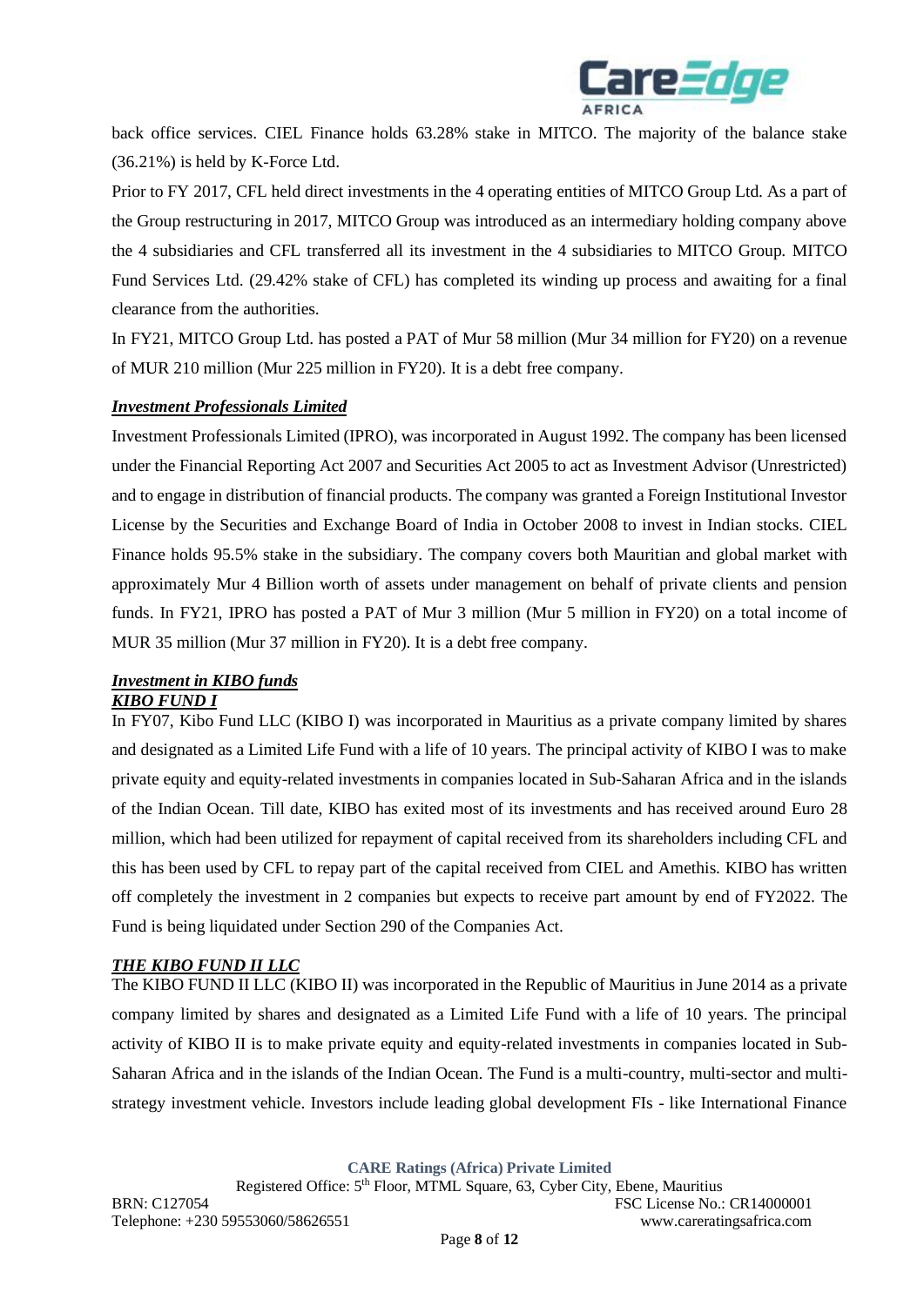back office services. CIEL Finance holds 63.28% stake in MITCO. The majority of the balance stake (36.21%) is held by K-Force Ltd.

Prior to FY 2017, CFL held direct investments in the 4 operating entities of MITCO Group Ltd. As a part of the Group restructuring in 2017, MITCO Group was introduced as an intermediary holding company above the 4 subsidiaries and CFL transferred all its investment in the 4 subsidiaries to MITCO Group. MITCO Fund Services Ltd. (29.42% stake of CFL) has completed its winding up process and awaiting for a final clearance from the authorities.

In FY21, MITCO Group Ltd. has posted a PAT of Mur 58 million (Mur 34 million for FY20) on a revenue of MUR 210 million (Mur 225 million in FY20). It is a debt free company.

***Investment Professionals Limited***

Investment Professionals Limited (IPRO), was incorporated in August 1992. The company has been licensed under the Financial Reporting Act 2007 and Securities Act 2005 to act as Investment Advisor (Unrestricted) and to engage in distribution of financial products. The company was granted a Foreign Institutional Investor License by the Securities and Exchange Board of India in October 2008 to invest in Indian stocks. CIEL Finance holds 95.5% stake in the subsidiary. The company covers both Mauritian and global market with approximately Mur 4 Billion worth of assets under management on behalf of private clients and pension funds. In FY21, IPRO has posted a PAT of Mur 3 million (Mur 5 million in FY20) on a total income of MUR 35 million (Mur 37 million in FY20). It is a debt free company.

***Investment in KIBO funds***

***KIBO FUND I***

In FY07, Kibo Fund LLC (KIBO I) was incorporated in Mauritius as a private company limited by shares and designated as a Limited Life Fund with a life of 10 years. The principal activity of KIBO I was to make private equity and equity-related investments in companies located in Sub-Saharan Africa and in the islands of the Indian Ocean. Till date, KIBO has exited most of its investments and has received around Euro 28 million, which had been utilized for repayment of capital received from its shareholders including CFL and this has been used by CFL to repay part of the capital received from CIEL and Amethis. KIBO has written off completely the investment in 2 companies but expects to receive part amount by end of FY2022. The Fund is being liquidated under Section 290 of the Companies Act.

***THE KIBO FUND II LLC***

The KIBO FUND II LLC (KIBO II) was incorporated in the Republic of Mauritius in June 2014 as a private company limited by shares and designated as a Limited Life Fund with a life of 10 years. The principal activity of KIBO II is to make private equity and equity-related investments in companies located in Sub-Saharan Africa and in the islands of the Indian Ocean. The Fund is a multi-country, multi-sector and multi-strategy investment vehicle. Investors include leading global development FIs - like International Finance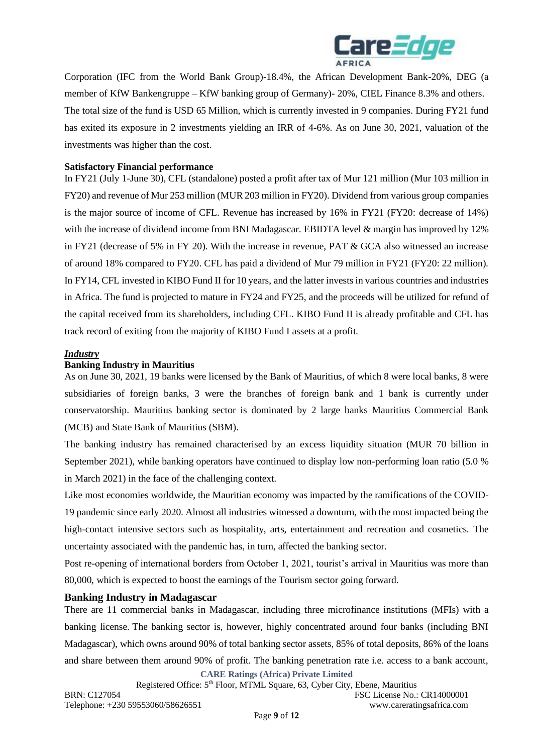Corporation (IFC from the World Bank Group)-18.4%, the African Development Bank-20%, DEG (a member of KfW Bankengruppe – KfW banking group of Germany)- 20%, CIEL Finance 8.3% and others. The total size of the fund is USD 65 Million, which is currently invested in 9 companies. During FY21 fund has exited its exposure in 2 investments yielding an IRR of 4-6%. As on June 30, 2021, valuation of the investments was higher than the cost.

**Satisfactory Financial performance**

In FY21 (July 1-June 30), CFL (standalone) posted a profit after tax of Mur 121 million (Mur 103 million in FY20) and revenue of Mur 253 million (MUR 203 million in FY20). Dividend from various group companies is the major source of income of CFL. Revenue has increased by 16% in FY21 (FY20: decrease of 14%) with the increase of dividend income from BNI Madagascar. EBIDTA level & margin has improved by 12% in FY21 (decrease of 5% in FY 20). With the increase in revenue, PAT & GCA also witnessed an increase of around 18% compared to FY20. CFL has paid a dividend of Mur 79 million in FY21 (FY20: 22 million). In FY14, CFL invested in KIBO Fund II for 10 years, and the latter invests in various countries and industries in Africa. The fund is projected to mature in FY24 and FY25, and the proceeds will be utilized for refund of the capital received from its shareholders, including CFL. KIBO Fund II is already profitable and CFL has track record of exiting from the majority of KIBO Fund I assets at a profit.

***Industry***

**Banking Industry in Mauritius**

As on June 30, 2021, 19 banks were licensed by the Bank of Mauritius, of which 8 were local banks, 8 were subsidiaries of foreign banks, 3 were the branches of foreign bank and 1 bank is currently under conservatorship. Mauritius banking sector is dominated by 2 large banks Mauritius Commercial Bank (MCB) and State Bank of Mauritius (SBM).

The banking industry has remained characterised by an excess liquidity situation (MUR 70 billion in September 2021), while banking operators have continued to display low non-performing loan ratio (5.0 % in March 2021) in the face of the challenging context.

Like most economies worldwide, the Mauritian economy was impacted by the ramifications of the COVID-19 pandemic since early 2020. Almost all industries witnessed a downturn, with the most impacted being the high-contact intensive sectors such as hospitality, arts, entertainment and recreation and cosmetics. The uncertainty associated with the pandemic has, in turn, affected the banking sector.

Post re-opening of international borders from October 1, 2021, tourist's arrival in Mauritius was more than 80,000, which is expected to boost the earnings of the Tourism sector going forward.

**Banking Industry in Madagascar**

There are 11 commercial banks in Madagascar, including three microfinance institutions (MFIs) with a banking license. The banking sector is, however, highly concentrated around four banks (including BNI Madagascar), which owns around 90% of total banking sector assets, 85% of total deposits, 86% of the loans and share between them around 90% of profit. The banking penetration rate i.e. access to a bank account,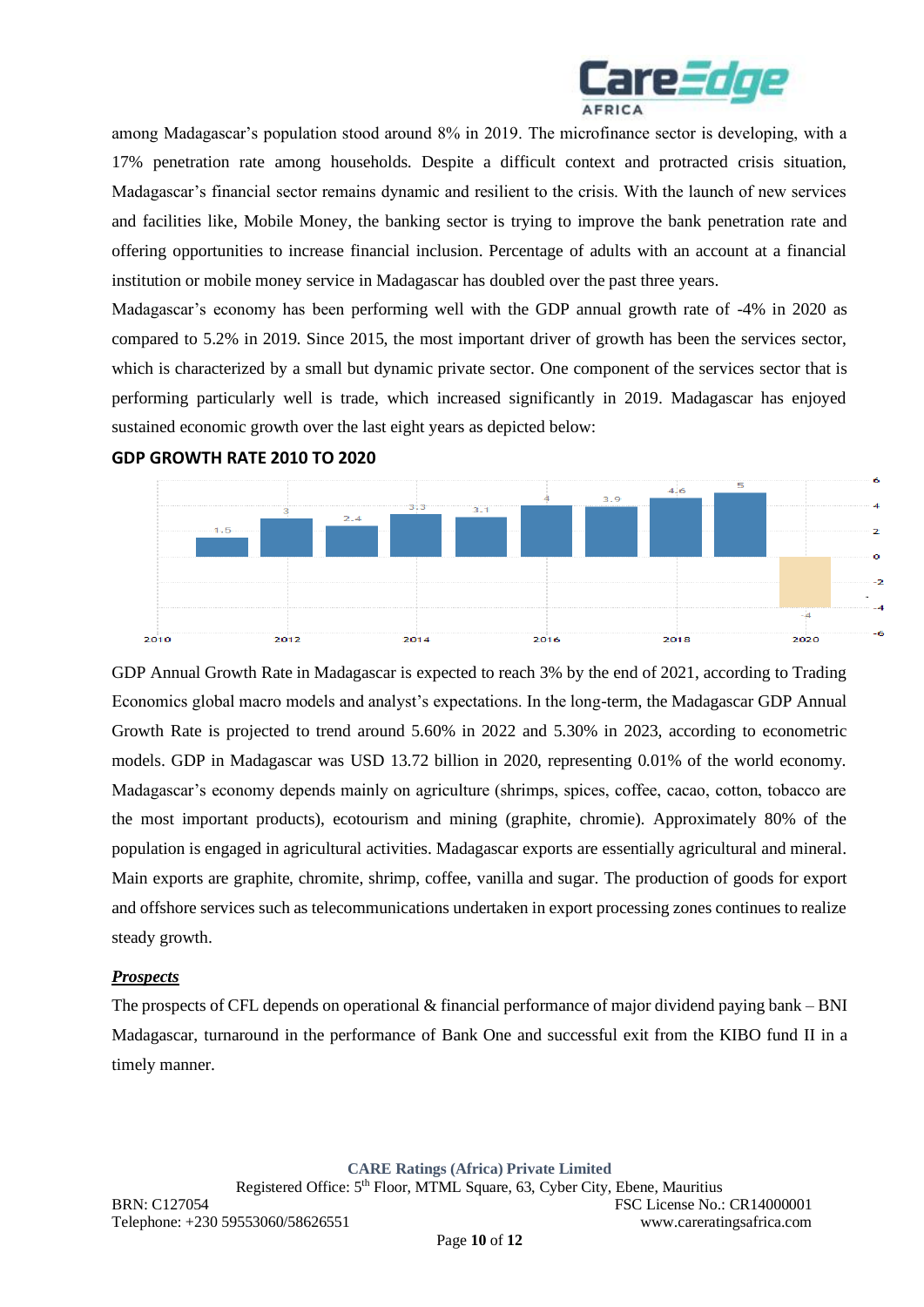among Madagascar's population stood around 8% in 2019. The microfinance sector is developing, with a 17% penetration rate among households. Despite a difficult context and protracted crisis situation, Madagascar's financial sector remains dynamic and resilient to the crisis. With the launch of new services and facilities like, Mobile Money, the banking sector is trying to improve the bank penetration rate and offering opportunities to increase financial inclusion. Percentage of adults with an account at a financial institution or mobile money service in Madagascar has doubled over the past three years.

Madagascar's economy has been performing well with the GDP annual growth rate of -4% in 2020 as compared to 5.2% in 2019. Since 2015, the most important driver of growth has been the services sector, which is characterized by a small but dynamic private sector. One component of the services sector that is performing particularly well is trade, which increased significantly in 2019. Madagascar has enjoyed sustained economic growth over the last eight years as depicted below:

**GDP GROWTH RATE 2010 TO 2020**

GDP Annual Growth Rate in Madagascar is expected to reach 3% by the end of 2021, according to Trading Economics global macro models and analyst's expectations. In the long-term, the Madagascar GDP Annual Growth Rate is projected to trend around 5.60% in 2022 and 5.30% in 2023, according to econometric models. GDP in Madagascar was USD 13.72 billion in 2020, representing 0.01% of the world economy. Madagascar's economy depends mainly on agriculture (shrimps, spices, coffee, cacao, cotton, tobacco are the most important products), ecotourism and mining (graphite, chromie). Approximately 80% of the population is engaged in agricultural activities. Madagascar exports are essentially agricultural and mineral. Main exports are graphite, chromite, shrimp, coffee, vanilla and sugar. The production of goods for export and offshore services such as telecommunications undertaken in export processing zones continues to realize steady growth.

***Prospects***

The prospects of CFL depends on operational & financial performance of major dividend paying bank – BNI Madagascar, turnaround in the performance of Bank One and successful exit from the KIBO fund II in a timely manner.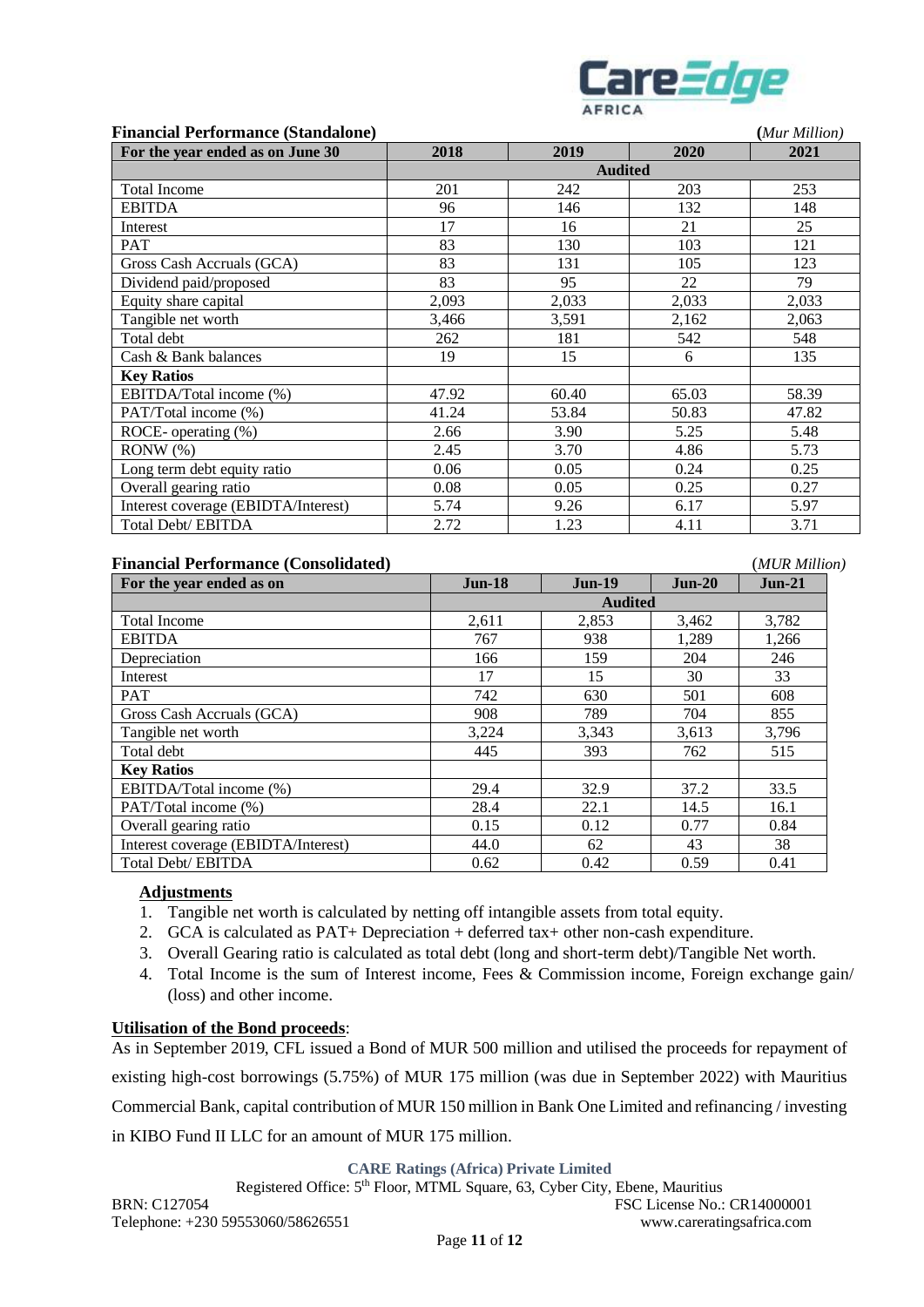**Financial Performance (Standalone)** *(Mur Million)*

| For the year ended as on June 30 | 2018 | 2019 | 2020 | 2021 |
|---|---|---|---|---|
| | Audited | | | |
| Total Income | 201 | 242 | 203 | 253 |
| EBITDA | 96 | 146 | 132 | 148 |
| Interest | 17 | 16 | 21 | 25 |
| PAT | 83 | 130 | 103 | 121 |
| Gross Cash Accruals (GCA) | 83 | 131 | 105 | 123 |
| Dividend paid/proposed | 83 | 95 | 22 | 79 |
| Equity share capital | 2,093 | 2,033 | 2,033 | 2,033 |
| Tangible net worth | 3,466 | 3,591 | 2,162 | 2,063 |
| Total debt | 262 | 181 | 542 | 548 |
| Cash & Bank balances | 19 | 15 | 6 | 135 |
| **Key Ratios** | | | | |
| EBITDA/Total income (%) | 47.92 | 60.40 | 65.03 | 58.39 |
| PAT/Total income (%) | 41.24 | 53.84 | 50.83 | 47.82 |
| ROCE- operating (%) | 2.66 | 3.90 | 5.25 | 5.48 |
| RONW (%) | 2.45 | 3.70 | 4.86 | 5.73 |
| Long term debt equity ratio | 0.06 | 0.05 | 0.24 | 0.25 |
| Overall gearing ratio | 0.08 | 0.05 | 0.25 | 0.27 |
| Interest coverage (EBITDA/Interest) | 5.74 | 9.26 | 6.17 | 5.97 |
| Total Debt/ EBITDA | 2.72 | 1.23 | 4.11 | 3.71 |

**Financial Performance (Consolidated)** *(MUR Million)*

| For the year ended as on | Jun-18 | Jun-19 | Jun-20 | Jun-21 |
|---|---|---|---|---|
| | Audited | | | |
| Total Income | 2,611 | 2,853 | 3,462 | 3,782 |
| EBITDA | 767 | 938 | 1,289 | 1,266 |
| Depreciation | 166 | 159 | 204 | 246 |
| Interest | 17 | 15 | 30 | 33 |
| PAT | 742 | 630 | 501 | 608 |
| Gross Cash Accruals (GCA) | 908 | 789 | 704 | 855 |
| Tangible net worth | 3,224 | 3,343 | 3,613 | 3,796 |
| Total debt | 445 | 393 | 762 | 515 |
| **Key Ratios** | | | | |
| EBITDA/Total income (%) | 29.4 | 32.9 | 37.2 | 33.5 |
| PAT/Total income (%) | 28.4 | 22.1 | 14.5 | 16.1 |
| Overall gearing ratio | 0.15 | 0.12 | 0.77 | 0.84 |
| Interest coverage (EBITDA/Interest) | 44.0 | 62 | 43 | 38 |
| Total Debt/ EBITDA | 0.62 | 0.42 | 0.59 | 0.41 |

**Adjustments**

1. Tangible net worth is calculated by netting off intangible assets from total equity.
2. GCA is calculated as PAT+ Depreciation + deferred tax+ other non-cash expenditure.
3. Overall Gearing ratio is calculated as total debt (long and short-term debt)/Tangible Net worth.
4. Total Income is the sum of Interest income, Fees & Commission income, Foreign exchange gain/ (loss) and other income.

**Utilisation of the Bond proceeds**:

As in September 2019, CFL issued a Bond of MUR 500 million and utilised the proceeds for repayment of existing high-cost borrowings (5.75%) of MUR 175 million (was due in September 2022) with Mauritius Commercial Bank, capital contribution of MUR 150 million in Bank One Limited and refinancing / investing in KIBO Fund II LLC for an amount of MUR 175 million.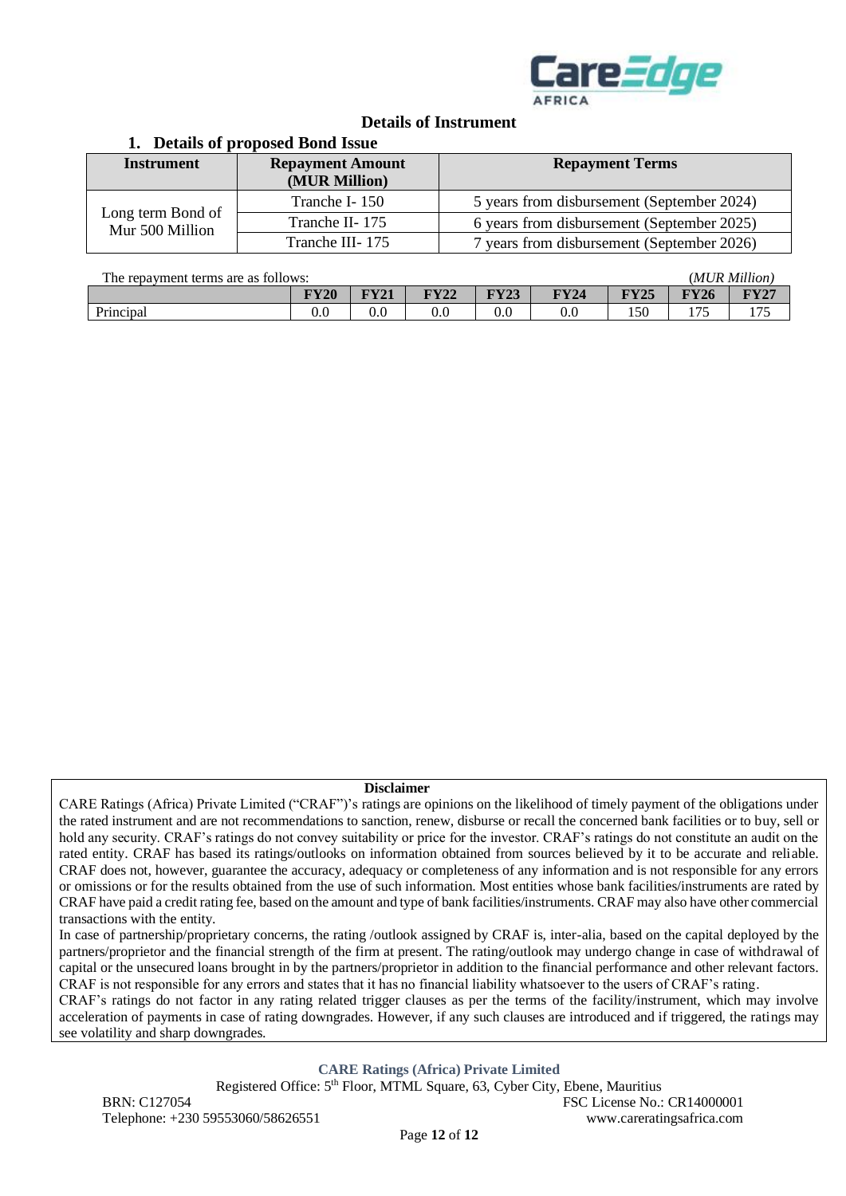## Details of Instrument

### 1. Details of proposed Bond Issue

| Instrument | Repayment Amount (MUR Million) | Repayment Terms |
|---|---|---|
| Long term Bond of Mur 500 Million | Tranche I- 150 | 5 years from disbursement (September 2024) |
| | Tranche II- 175 | 6 years from disbursement (September 2025) |
| | Tranche III- 175 | 7 years from disbursement (September 2026) |

The repayment terms are as follows: (*MUR Million*)

| | FY20 | FY21 | FY22 | FY23 | FY24 | FY25 | FY26 | FY27 |
|---|---|---|---|---|---|---|---|---|
| Principal | 0.0 | 0.0 | 0.0 | 0.0 | 0.0 | 150 | 175 | 175 |

**Disclaimer**

CARE Ratings (Africa) Private Limited ("CRAF")'s ratings are opinions on the likelihood of timely payment of the obligations under the rated instrument and are not recommendations to sanction, renew, disburse or recall the concerned bank facilities or to buy, sell or hold any security. CRAF's ratings do not convey suitability or price for the investor. CRAF's ratings do not constitute an audit on the rated entity. CRAF has based its ratings/outlooks on information obtained from sources believed by it to be accurate and reliable. CRAF does not, however, guarantee the accuracy, adequacy or completeness of any information and is not responsible for any errors or omissions or for the results obtained from the use of such information. Most entities whose bank facilities/instruments are rated by CRAF have paid a credit rating fee, based on the amount and type of bank facilities/instruments. CRAF may also have other commercial transactions with the entity.

In case of partnership/proprietary concerns, the rating /outlook assigned by CRAF is, inter-alia, based on the capital deployed by the partners/proprietor and the financial strength of the firm at present. The rating/outlook may undergo change in case of withdrawal of capital or the unsecured loans brought in by the partners/proprietor in addition to the financial performance and other relevant factors. CRAF is not responsible for any errors and states that it has no financial liability whatsoever to the users of CRAF's rating.

CRAF's ratings do not factor in any rating related trigger clauses as per the terms of the facility/instrument, which may involve acceleration of payments in case of rating downgrades. However, if any such clauses are introduced and if triggered, the ratings may see volatility and sharp downgrades.